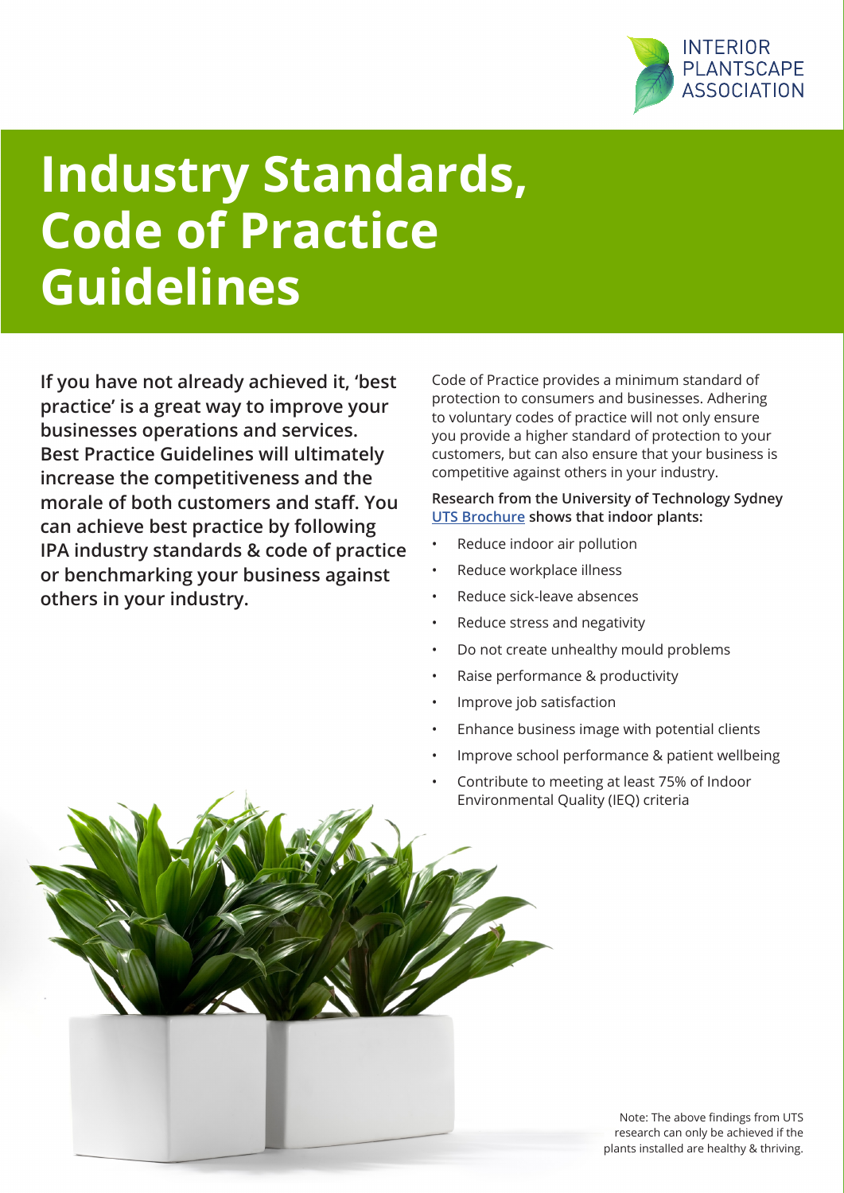INTERIOR PLANTSCAPE ASSOCIATION

# Industry Standards, Code of Practice Guidelines

**If you have not already achieved it, 'best practice' is a great way to improve your businesses operations and services. Best Practice Guidelines will ultimately increase the competitiveness and the morale of both customers and staff. You can achieve best practice by following IPA industry standards & code of practice or benchmarking your business against others in your industry.**

Code of Practice provides a minimum standard of protection to consumers and businesses. Adhering to voluntary codes of practice will not only ensure you provide a higher standard of protection to your customers, but can also ensure that your business is competitive against others in your industry.

**Research from the University of Technology Sydney UTS Brochure shows that indoor plants:**

- Reduce indoor air pollution
- Reduce workplace illness
- Reduce sick-leave absences
- Reduce stress and negativity
- Do not create unhealthy mould problems
- Raise performance & productivity
- Improve job satisfaction
- Enhance business image with potential clients
- Improve school performance & patient wellbeing
- Contribute to meeting at least 75% of Indoor Environmental Quality (IEQ) criteria

Note: The above findings from UTS research can only be achieved if the plants installed are healthy & thriving.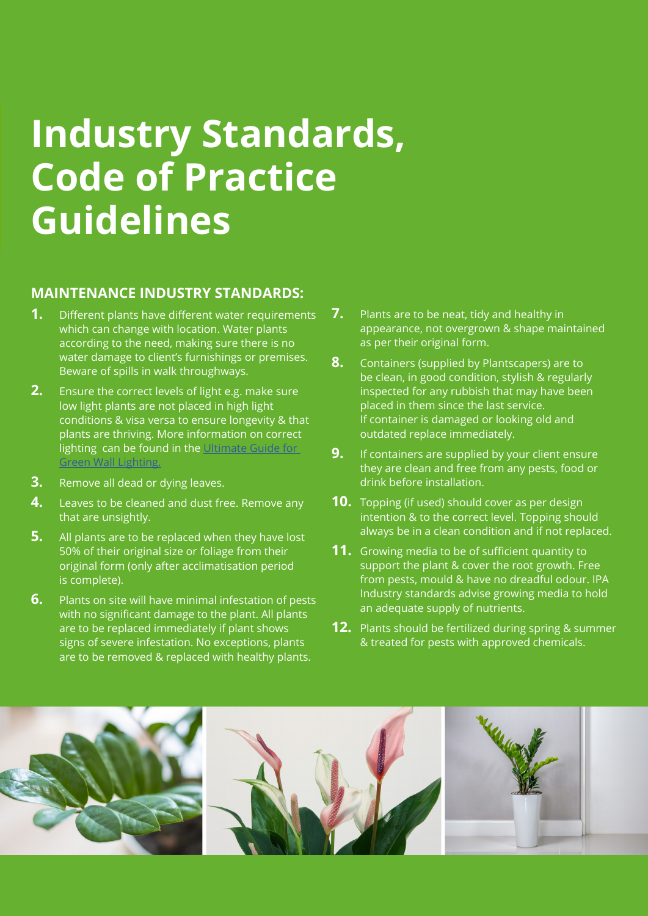# Industry Standards, Code of Practice Guidelines

## MAINTENANCE INDUSTRY STANDARDS:

1. Different plants have different water requirements which can change with location. Water plants according to the need, making sure there is no water damage to client's furnishings or premises. Beware of spills in walk throughways.
2. Ensure the correct levels of light e.g. make sure low light plants are not placed in high light conditions & visa versa to ensure longevity & that plants are thriving. More information on correct lighting can be found in the Ultimate Guide for Green Wall Lighting.
3. Remove all dead or dying leaves.
4. Leaves to be cleaned and dust free. Remove any that are unsightly.
5. All plants are to be replaced when they have lost 50% of their original size or foliage from their original form (only after acclimatisation period is complete).
6. Plants on site will have minimal infestation of pests with no significant damage to the plant. All plants are to be replaced immediately if plant shows signs of severe infestation. No exceptions, plants are to be removed & replaced with healthy plants.
7. Plants are to be neat, tidy and healthy in appearance, not overgrown & shape maintained as per their original form.
8. Containers (supplied by Plantscapers) are to be clean, in good condition, stylish & regularly inspected for any rubbish that may have been placed in them since the last service. If container is damaged or looking old and outdated replace immediately.
9. If containers are supplied by your client ensure they are clean and free from any pests, food or drink before installation.
10. Topping (if used) should cover as per design intention & to the correct level. Topping should always be in a clean condition and if not replaced.
11. Growing media to be of sufficient quantity to support the plant & cover the root growth. Free from pests, mould & have no dreadful odour. IPA Industry standards advise growing media to hold an adequate supply of nutrients.
12. Plants should be fertilized during spring & summer & treated for pests with approved chemicals.